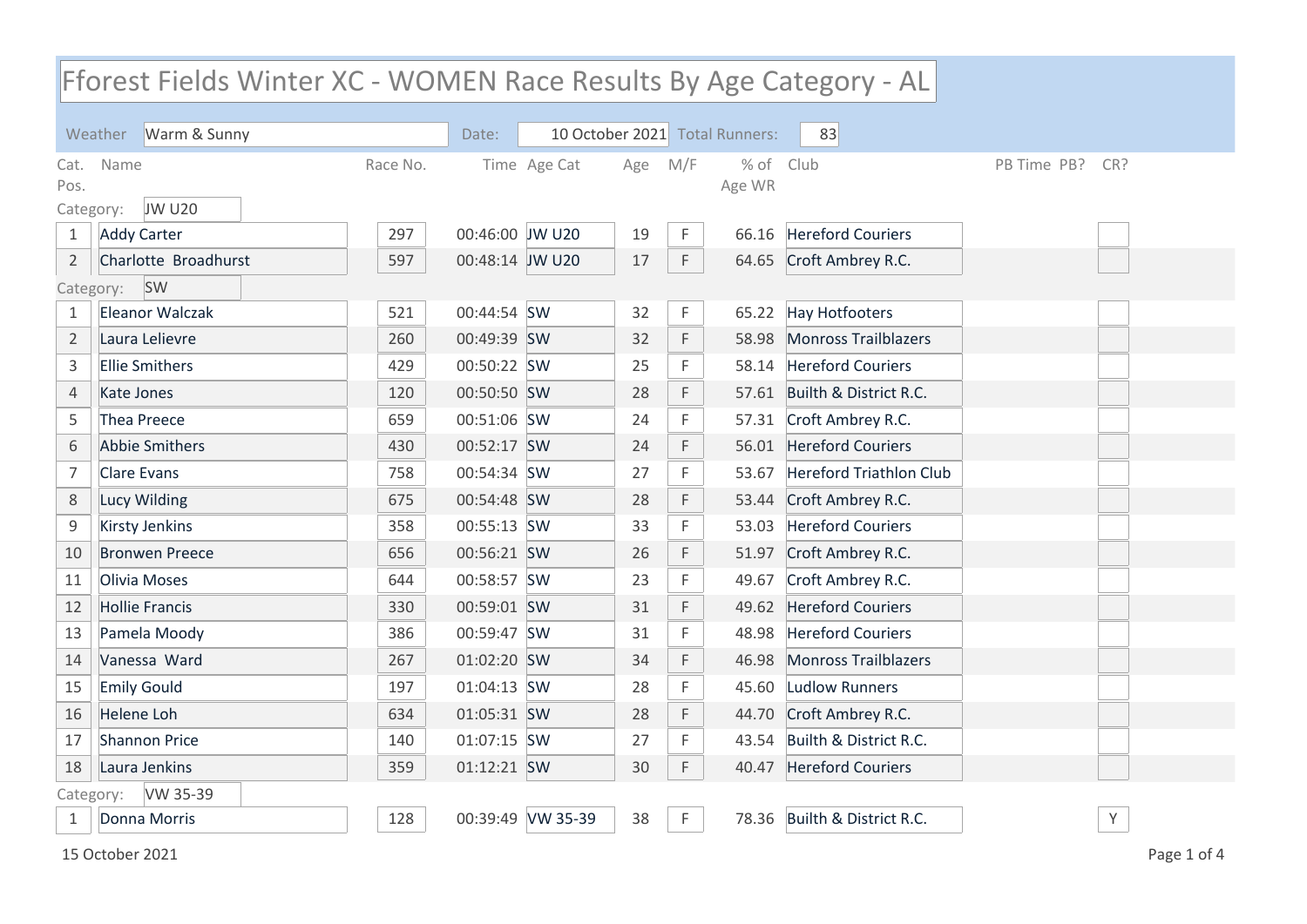# Fforest Fields Winter XC - WOMEN Race Results By Age Category - AL

Weather: Warm & Sunny | Date: 10 October 2021 | Total Runners: 83

| Cat. Pos. | Name | Race No. | Time | Age Cat | Age | M/F | % of Age WR | Club | PB Time | PB? | CR? |
|---|---|---|---|---|---|---|---|---|---|---|---|
| **Category: JW U20** | | | | | | | | | | | |
| 1 | Addy Carter | 297 | 00:46:00 | JW U20 | 19 | F | 66.16 | Hereford Couriers | | | |
| 2 | Charlotte Broadhurst | 597 | 00:48:14 | JW U20 | 17 | F | 64.65 | Croft Ambrey R.C. | | | |
| **Category: SW** | | | | | | | | | | | |
| 1 | Eleanor Walczak | 521 | 00:44:54 | SW | 32 | F | 65.22 | Hay Hotfooters | | | |
| 2 | Laura Lelievre | 260 | 00:49:39 | SW | 32 | F | 58.98 | Monross Trailblazers | | | |
| 3 | Ellie Smithers | 429 | 00:50:22 | SW | 25 | F | 58.14 | Hereford Couriers | | | |
| 4 | Kate Jones | 120 | 00:50:50 | SW | 28 | F | 57.61 | Builth & District R.C. | | | |
| 5 | Thea Preece | 659 | 00:51:06 | SW | 24 | F | 57.31 | Croft Ambrey R.C. | | | |
| 6 | Abbie Smithers | 430 | 00:52:17 | SW | 24 | F | 56.01 | Hereford Couriers | | | |
| 7 | Clare Evans | 758 | 00:54:34 | SW | 27 | F | 53.67 | Hereford Triathlon Club | | | |
| 8 | Lucy Wilding | 675 | 00:54:48 | SW | 28 | F | 53.44 | Croft Ambrey R.C. | | | |
| 9 | Kirsty Jenkins | 358 | 00:55:13 | SW | 33 | F | 53.03 | Hereford Couriers | | | |
| 10 | Bronwen Preece | 656 | 00:56:21 | SW | 26 | F | 51.97 | Croft Ambrey R.C. | | | |
| 11 | Olivia Moses | 644 | 00:58:57 | SW | 23 | F | 49.67 | Croft Ambrey R.C. | | | |
| 12 | Hollie Francis | 330 | 00:59:01 | SW | 31 | F | 49.62 | Hereford Couriers | | | |
| 13 | Pamela Moody | 386 | 00:59:47 | SW | 31 | F | 48.98 | Hereford Couriers | | | |
| 14 | Vanessa Ward | 267 | 01:02:20 | SW | 34 | F | 46.98 | Monross Trailblazers | | | |
| 15 | Emily Gould | 197 | 01:04:13 | SW | 28 | F | 45.60 | Ludlow Runners | | | |
| 16 | Helene Loh | 634 | 01:05:31 | SW | 28 | F | 44.70 | Croft Ambrey R.C. | | | |
| 17 | Shannon Price | 140 | 01:07:15 | SW | 27 | F | 43.54 | Builth & District R.C. | | | |
| 18 | Laura Jenkins | 359 | 01:12:21 | SW | 30 | F | 40.47 | Hereford Couriers | | | |
| **Category: VW 35-39** | | | | | | | | | | | |
| 1 | Donna Morris | 128 | 00:39:49 | VW 35-39 | 38 | F | 78.36 | Builth & District R.C. | | | Y |

15 October 2021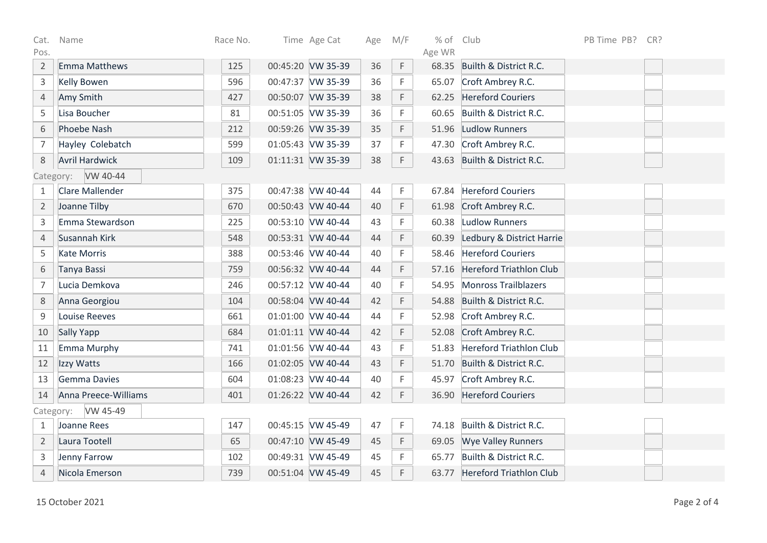| Cat. Pos. | Name | Race No. | Time | Age Cat | Age | M/F | % of Age WR | Club | PB Time | PB? | CR? |
|---|---|---|---|---|---|---|---|---|---|---|---|
| 2 | Emma Matthews | 125 | 00:45:20 | VW 35-39 | 36 | F | 68.35 | Builth & District R.C. | | | |
| 3 | Kelly Bowen | 596 | 00:47:37 | VW 35-39 | 36 | F | 65.07 | Croft Ambrey R.C. | | | |
| 4 | Amy Smith | 427 | 00:50:07 | VW 35-39 | 38 | F | 62.25 | Hereford Couriers | | | |
| 5 | Lisa Boucher | 81 | 00:51:05 | VW 35-39 | 36 | F | 60.65 | Builth & District R.C. | | | |
| 6 | Phoebe Nash | 212 | 00:59:26 | VW 35-39 | 35 | F | 51.96 | Ludlow Runners | | | |
| 7 | Hayley Colebatch | 599 | 01:05:43 | VW 35-39 | 37 | F | 47.30 | Croft Ambrey R.C. | | | |
| 8 | Avril Hardwick | 109 | 01:11:31 | VW 35-39 | 38 | F | 43.63 | Builth & District R.C. | | | |
| Category: | VW 40-44 | | | | | | | | | | |
| 1 | Clare Mallender | 375 | 00:47:38 | VW 40-44 | 44 | F | 67.84 | Hereford Couriers | | | |
| 2 | Joanne Tilby | 670 | 00:50:43 | VW 40-44 | 40 | F | 61.98 | Croft Ambrey R.C. | | | |
| 3 | Emma Stewardson | 225 | 00:53:10 | VW 40-44 | 43 | F | 60.38 | Ludlow Runners | | | |
| 4 | Susannah Kirk | 548 | 00:53:31 | VW 40-44 | 44 | F | 60.39 | Ledbury & District Harrie | | | |
| 5 | Kate Morris | 388 | 00:53:46 | VW 40-44 | 40 | F | 58.46 | Hereford Couriers | | | |
| 6 | Tanya Bassi | 759 | 00:56:32 | VW 40-44 | 44 | F | 57.16 | Hereford Triathlon Club | | | |
| 7 | Lucia Demkova | 246 | 00:57:12 | VW 40-44 | 40 | F | 54.95 | Monross Trailblazers | | | |
| 8 | Anna Georgiou | 104 | 00:58:04 | VW 40-44 | 42 | F | 54.88 | Builth & District R.C. | | | |
| 9 | Louise Reeves | 661 | 01:01:00 | VW 40-44 | 44 | F | 52.98 | Croft Ambrey R.C. | | | |
| 10 | Sally Yapp | 684 | 01:01:11 | VW 40-44 | 42 | F | 52.08 | Croft Ambrey R.C. | | | |
| 11 | Emma Murphy | 741 | 01:01:56 | VW 40-44 | 43 | F | 51.83 | Hereford Triathlon Club | | | |
| 12 | Izzy Watts | 166 | 01:02:05 | VW 40-44 | 43 | F | 51.70 | Builth & District R.C. | | | |
| 13 | Gemma Davies | 604 | 01:08:23 | VW 40-44 | 40 | F | 45.97 | Croft Ambrey R.C. | | | |
| 14 | Anna Preece-Williams | 401 | 01:26:22 | VW 40-44 | 42 | F | 36.90 | Hereford Couriers | | | |
| Category: | VW 45-49 | | | | | | | | | | |
| 1 | Joanne Rees | 147 | 00:45:15 | VW 45-49 | 47 | F | 74.18 | Builth & District R.C. | | | |
| 2 | Laura Tootell | 65 | 00:47:10 | VW 45-49 | 45 | F | 69.05 | Wye Valley Runners | | | |
| 3 | Jenny Farrow | 102 | 00:49:31 | VW 45-49 | 45 | F | 65.77 | Builth & District R.C. | | | |
| 4 | Nicola Emerson | 739 | 00:51:04 | VW 45-49 | 45 | F | 63.77 | Hereford Triathlon Club | | | |

15 October 2021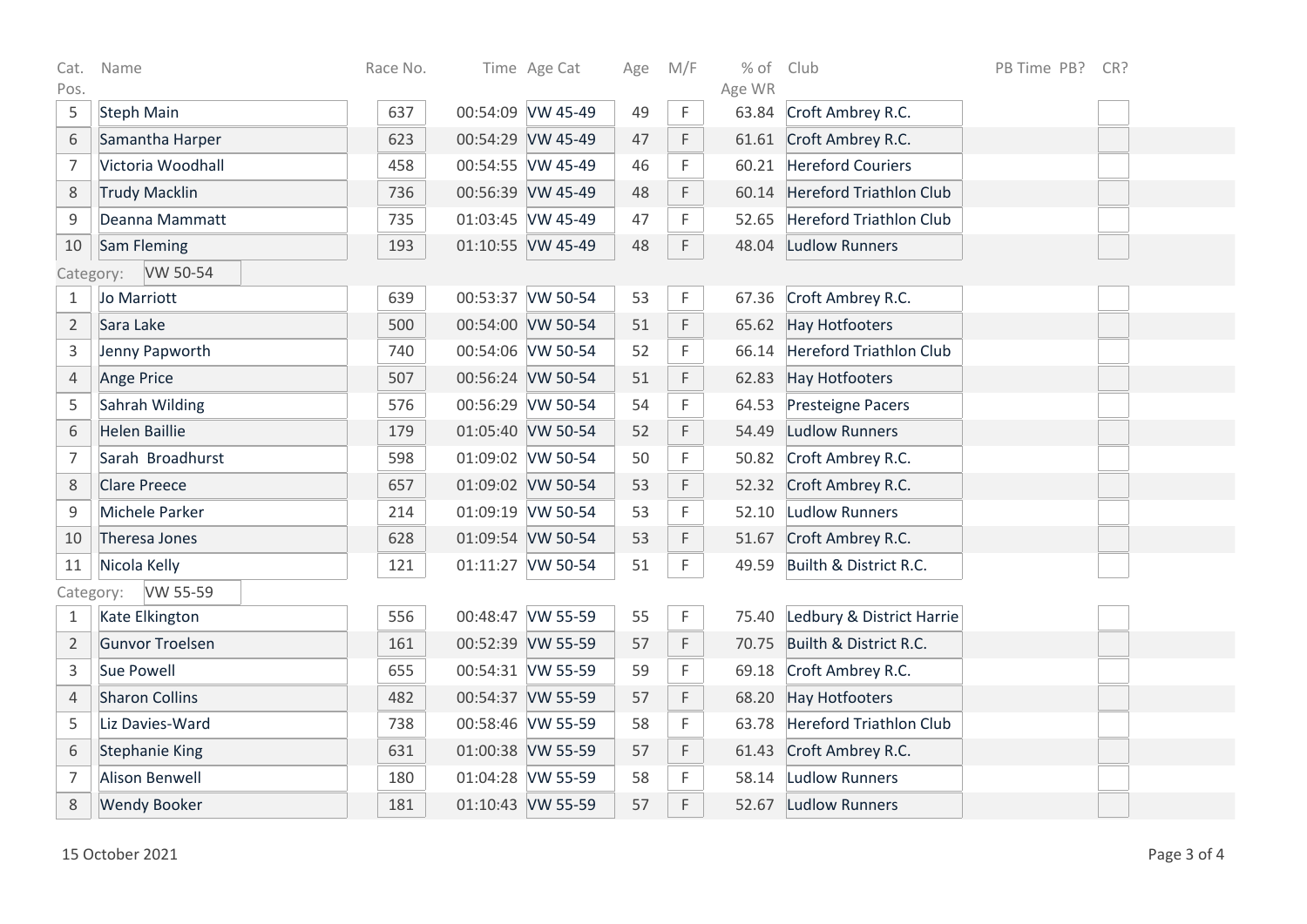| Cat. Pos. | Name | Race No. | Time | Age Cat | Age | M/F | % of Age WR | Club | PB Time | PB? | CR? |
|---|---|---|---|---|---|---|---|---|---|---|---|
| 5 | Steph Main | 637 | 00:54:09 | VW 45-49 | 49 | F | 63.84 | Croft Ambrey R.C. | | | |
| 6 | Samantha Harper | 623 | 00:54:29 | VW 45-49 | 47 | F | 61.61 | Croft Ambrey R.C. | | | |
| 7 | Victoria Woodhall | 458 | 00:54:55 | VW 45-49 | 46 | F | 60.21 | Hereford Couriers | | | |
| 8 | Trudy Macklin | 736 | 00:56:39 | VW 45-49 | 48 | F | 60.14 | Hereford Triathlon Club | | | |
| 9 | Deanna Mammatt | 735 | 01:03:45 | VW 45-49 | 47 | F | 52.65 | Hereford Triathlon Club | | | |
| 10 | Sam Fleming | 193 | 01:10:55 | VW 45-49 | 48 | F | 48.04 | Ludlow Runners | | | |
| Category: | VW 50-54 | | | | | | | | | | |
| 1 | Jo Marriott | 639 | 00:53:37 | VW 50-54 | 53 | F | 67.36 | Croft Ambrey R.C. | | | |
| 2 | Sara Lake | 500 | 00:54:00 | VW 50-54 | 51 | F | 65.62 | Hay Hotfooters | | | |
| 3 | Jenny Papworth | 740 | 00:54:06 | VW 50-54 | 52 | F | 66.14 | Hereford Triathlon Club | | | |
| 4 | Ange Price | 507 | 00:56:24 | VW 50-54 | 51 | F | 62.83 | Hay Hotfooters | | | |
| 5 | Sahrah Wilding | 576 | 00:56:29 | VW 50-54 | 54 | F | 64.53 | Presteigne Pacers | | | |
| 6 | Helen Baillie | 179 | 01:05:40 | VW 50-54 | 52 | F | 54.49 | Ludlow Runners | | | |
| 7 | Sarah Broadhurst | 598 | 01:09:02 | VW 50-54 | 50 | F | 50.82 | Croft Ambrey R.C. | | | |
| 8 | Clare Preece | 657 | 01:09:02 | VW 50-54 | 53 | F | 52.32 | Croft Ambrey R.C. | | | |
| 9 | Michele Parker | 214 | 01:09:19 | VW 50-54 | 53 | F | 52.10 | Ludlow Runners | | | |
| 10 | Theresa Jones | 628 | 01:09:54 | VW 50-54 | 53 | F | 51.67 | Croft Ambrey R.C. | | | |
| 11 | Nicola Kelly | 121 | 01:11:27 | VW 50-54 | 51 | F | 49.59 | Builth & District R.C. | | | |
| Category: | VW 55-59 | | | | | | | | | | |
| 1 | Kate Elkington | 556 | 00:48:47 | VW 55-59 | 55 | F | 75.40 | Ledbury & District Harrie | | | |
| 2 | Gunvor Troelsen | 161 | 00:52:39 | VW 55-59 | 57 | F | 70.75 | Builth & District R.C. | | | |
| 3 | Sue Powell | 655 | 00:54:31 | VW 55-59 | 59 | F | 69.18 | Croft Ambrey R.C. | | | |
| 4 | Sharon Collins | 482 | 00:54:37 | VW 55-59 | 57 | F | 68.20 | Hay Hotfooters | | | |
| 5 | Liz Davies-Ward | 738 | 00:58:46 | VW 55-59 | 58 | F | 63.78 | Hereford Triathlon Club | | | |
| 6 | Stephanie King | 631 | 01:00:38 | VW 55-59 | 57 | F | 61.43 | Croft Ambrey R.C. | | | |
| 7 | Alison Benwell | 180 | 01:04:28 | VW 55-59 | 58 | F | 58.14 | Ludlow Runners | | | |
| 8 | Wendy Booker | 181 | 01:10:43 | VW 55-59 | 57 | F | 52.67 | Ludlow Runners | | | |

15 October 2021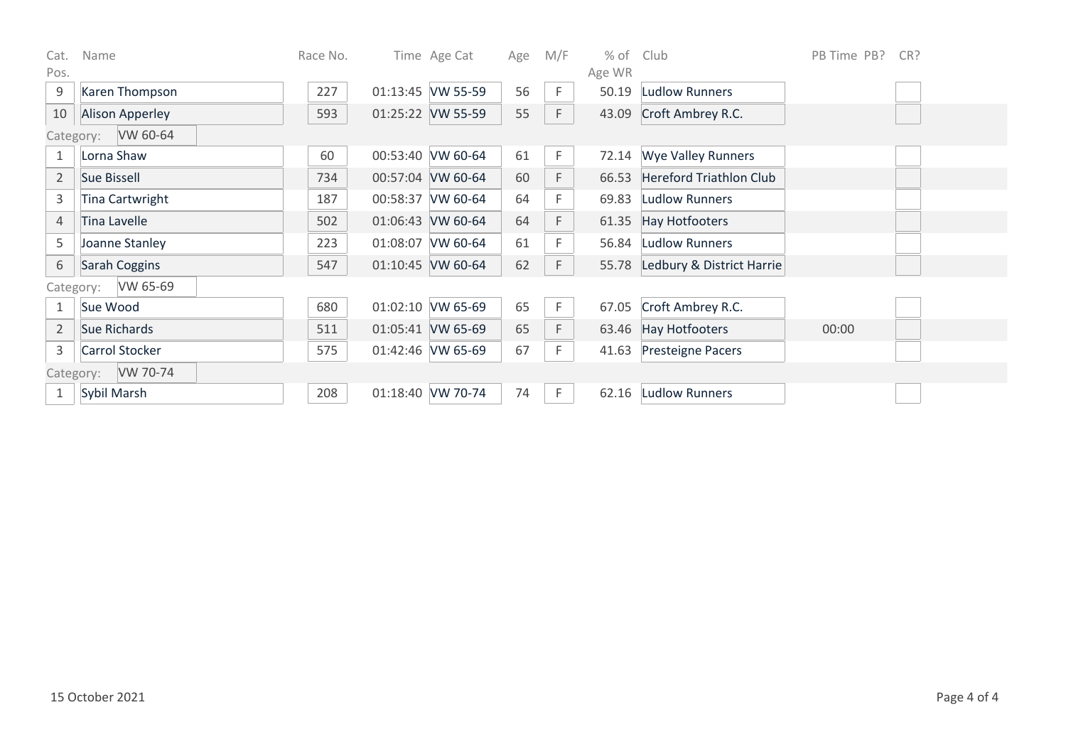| Cat. Pos. | Name | Race No. | Time | Age Cat | Age | M/F | % of Age WR | Club | PB Time | PB? | CR? |
|---|---|---|---|---|---|---|---|---|---|---|---|
| 9 | Karen Thompson | 227 | 01:13:45 | VW 55-59 | 56 | F | 50.19 | Ludlow Runners | | | |
| 10 | Alison Apperley | 593 | 01:25:22 | VW 55-59 | 55 | F | 43.09 | Croft Ambrey R.C. | | | |
| Category: | VW 60-64 | | | | | | | | | | |
| 1 | Lorna Shaw | 60 | 00:53:40 | VW 60-64 | 61 | F | 72.14 | Wye Valley Runners | | | |
| 2 | Sue Bissell | 734 | 00:57:04 | VW 60-64 | 60 | F | 66.53 | Hereford Triathlon Club | | | |
| 3 | Tina Cartwright | 187 | 00:58:37 | VW 60-64 | 64 | F | 69.83 | Ludlow Runners | | | |
| 4 | Tina Lavelle | 502 | 01:06:43 | VW 60-64 | 64 | F | 61.35 | Hay Hotfooters | | | |
| 5 | Joanne Stanley | 223 | 01:08:07 | VW 60-64 | 61 | F | 56.84 | Ludlow Runners | | | |
| 6 | Sarah Coggins | 547 | 01:10:45 | VW 60-64 | 62 | F | 55.78 | Ledbury & District Harrie | | | |
| Category: | VW 65-69 | | | | | | | | | | |
| 1 | Sue Wood | 680 | 01:02:10 | VW 65-69 | 65 | F | 67.05 | Croft Ambrey R.C. | | | |
| 2 | Sue Richards | 511 | 01:05:41 | VW 65-69 | 65 | F | 63.46 | Hay Hotfooters | 00:00 | | |
| 3 | Carrol Stocker | 575 | 01:42:46 | VW 65-69 | 67 | F | 41.63 | Presteigne Pacers | | | |
| Category: | VW 70-74 | | | | | | | | | | |
| 1 | Sybil Marsh | 208 | 01:18:40 | VW 70-74 | 74 | F | 62.16 | Ludlow Runners | | | |

15 October 2021